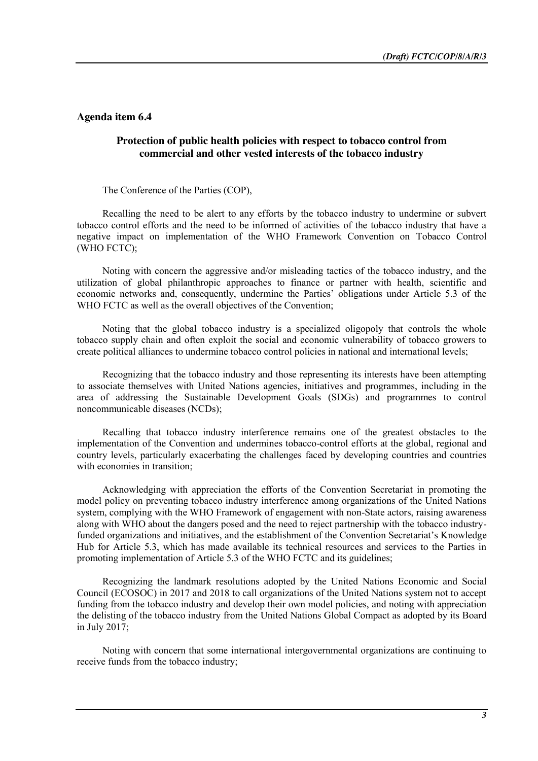## Agenda item 6.4

### Protection of public health policies with respect to tobacco control from commercial and other vested interests of the tobacco industry

The Conference of the Parties (COP),

Recalling the need to be alert to any efforts by the tobacco industry to undermine or subvert tobacco control efforts and the need to be informed of activities of the tobacco industry that have a negative impact on implementation of the WHO Framework Convention on Tobacco Control (WHO FCTC);

Noting with concern the aggressive and/or misleading tactics of the tobacco industry, and the utilization of global philanthropic approaches to finance or partner with health, scientific and economic networks and, consequently, undermine the Parties' obligations under Article 5.3 of the WHO FCTC as well as the overall objectives of the Convention;

Noting that the global tobacco industry is a specialized oligopoly that controls the whole tobacco supply chain and often exploit the social and economic vulnerability of tobacco growers to create political alliances to undermine tobacco control policies in national and international levels;

Recognizing that the tobacco industry and those representing its interests have been attempting to associate themselves with United Nations agencies, initiatives and programmes, including in the area of addressing the Sustainable Development Goals (SDGs) and programmes to control noncommunicable diseases (NCDs);

Recalling that tobacco industry interference remains one of the greatest obstacles to the implementation of the Convention and undermines tobacco-control efforts at the global, regional and country levels, particularly exacerbating the challenges faced by developing countries and countries with economies in transition;

Acknowledging with appreciation the efforts of the Convention Secretariat in promoting the model policy on preventing tobacco industry interference among organizations of the United Nations system, complying with the WHO Framework of engagement with non-State actors, raising awareness along with WHO about the dangers posed and the need to reject partnership with the tobacco industry-funded organizations and initiatives, and the establishment of the Convention Secretariat's Knowledge Hub for Article 5.3, which has made available its technical resources and services to the Parties in promoting implementation of Article 5.3 of the WHO FCTC and its guidelines;

Recognizing the landmark resolutions adopted by the United Nations Economic and Social Council (ECOSOC) in 2017 and 2018 to call organizations of the United Nations system not to accept funding from the tobacco industry and develop their own model policies, and noting with appreciation the delisting of the tobacco industry from the United Nations Global Compact as adopted by its Board in July 2017;

Noting with concern that some international intergovernmental organizations are continuing to receive funds from the tobacco industry;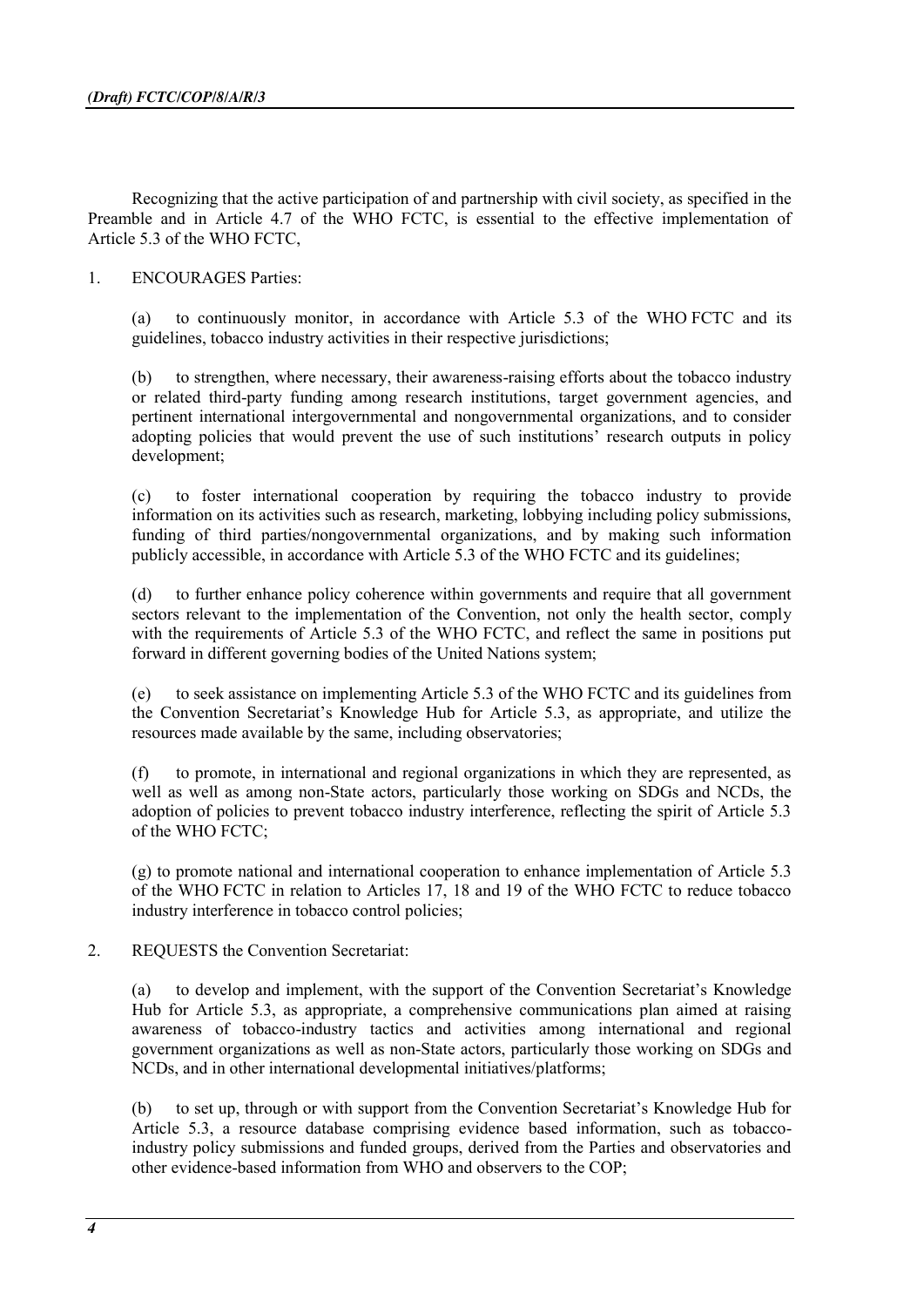Recognizing that the active participation of and partnership with civil society, as specified in the Preamble and in Article 4.7 of the WHO FCTC, is essential to the effective implementation of Article 5.3 of the WHO FCTC,

1. ENCOURAGES Parties:

(a) to continuously monitor, in accordance with Article 5.3 of the WHO FCTC and its guidelines, tobacco industry activities in their respective jurisdictions;

(b) to strengthen, where necessary, their awareness-raising efforts about the tobacco industry or related third-party funding among research institutions, target government agencies, and pertinent international intergovernmental and nongovernmental organizations, and to consider adopting policies that would prevent the use of such institutions' research outputs in policy development;

(c) to foster international cooperation by requiring the tobacco industry to provide information on its activities such as research, marketing, lobbying including policy submissions, funding of third parties/nongovernmental organizations, and by making such information publicly accessible, in accordance with Article 5.3 of the WHO FCTC and its guidelines;

(d) to further enhance policy coherence within governments and require that all government sectors relevant to the implementation of the Convention, not only the health sector, comply with the requirements of Article 5.3 of the WHO FCTC, and reflect the same in positions put forward in different governing bodies of the United Nations system;

(e) to seek assistance on implementing Article 5.3 of the WHO FCTC and its guidelines from the Convention Secretariat's Knowledge Hub for Article 5.3, as appropriate, and utilize the resources made available by the same, including observatories;

(f) to promote, in international and regional organizations in which they are represented, as well as well as among non-State actors, particularly those working on SDGs and NCDs, the adoption of policies to prevent tobacco industry interference, reflecting the spirit of Article 5.3 of the WHO FCTC;

(g) to promote national and international cooperation to enhance implementation of Article 5.3 of the WHO FCTC in relation to Articles 17, 18 and 19 of the WHO FCTC to reduce tobacco industry interference in tobacco control policies;

2. REQUESTS the Convention Secretariat:

(a) to develop and implement, with the support of the Convention Secretariat's Knowledge Hub for Article 5.3, as appropriate, a comprehensive communications plan aimed at raising awareness of tobacco-industry tactics and activities among international and regional government organizations as well as non-State actors, particularly those working on SDGs and NCDs, and in other international developmental initiatives/platforms;

(b) to set up, through or with support from the Convention Secretariat's Knowledge Hub for Article 5.3, a resource database comprising evidence based information, such as tobacco-industry policy submissions and funded groups, derived from the Parties and observatories and other evidence-based information from WHO and observers to the COP;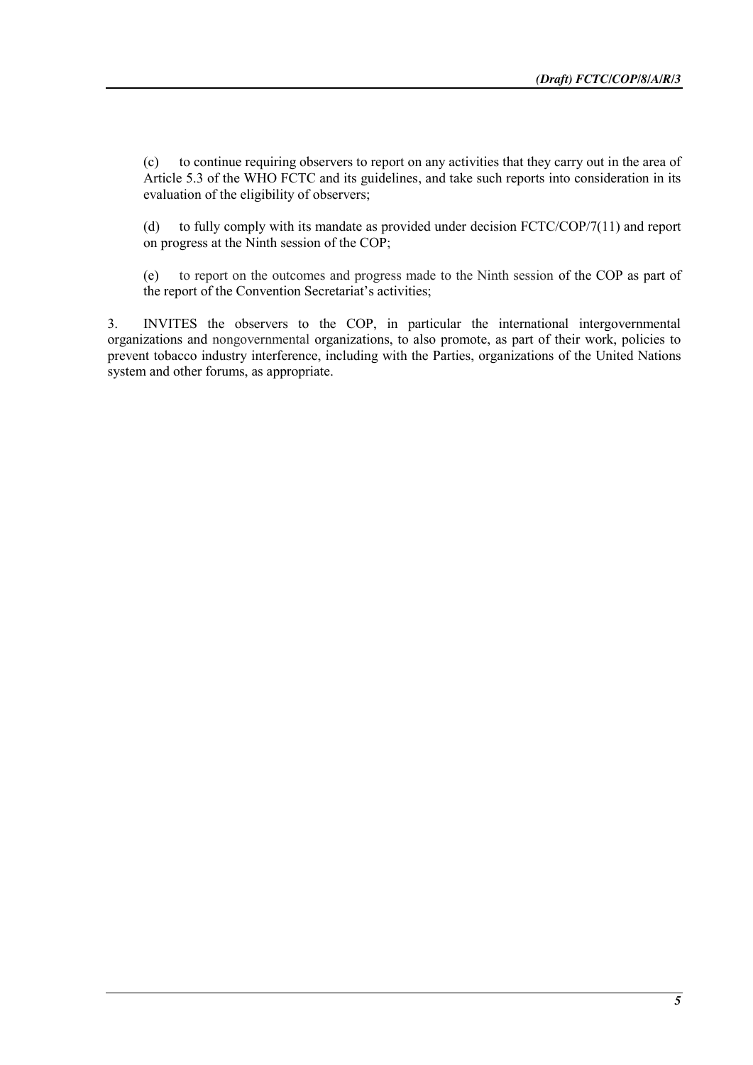(c) to continue requiring observers to report on any activities that they carry out in the area of Article 5.3 of the WHO FCTC and its guidelines, and take such reports into consideration in its evaluation of the eligibility of observers;

(d) to fully comply with its mandate as provided under decision FCTC/COP/7(11) and report on progress at the Ninth session of the COP;

(e) to report on the outcomes and progress made to the Ninth session of the COP as part of the report of the Convention Secretariat's activities;

3. INVITES the observers to the COP, in particular the international intergovernmental organizations and nongovernmental organizations, to also promote, as part of their work, policies to prevent tobacco industry interference, including with the Parties, organizations of the United Nations system and other forums, as appropriate.